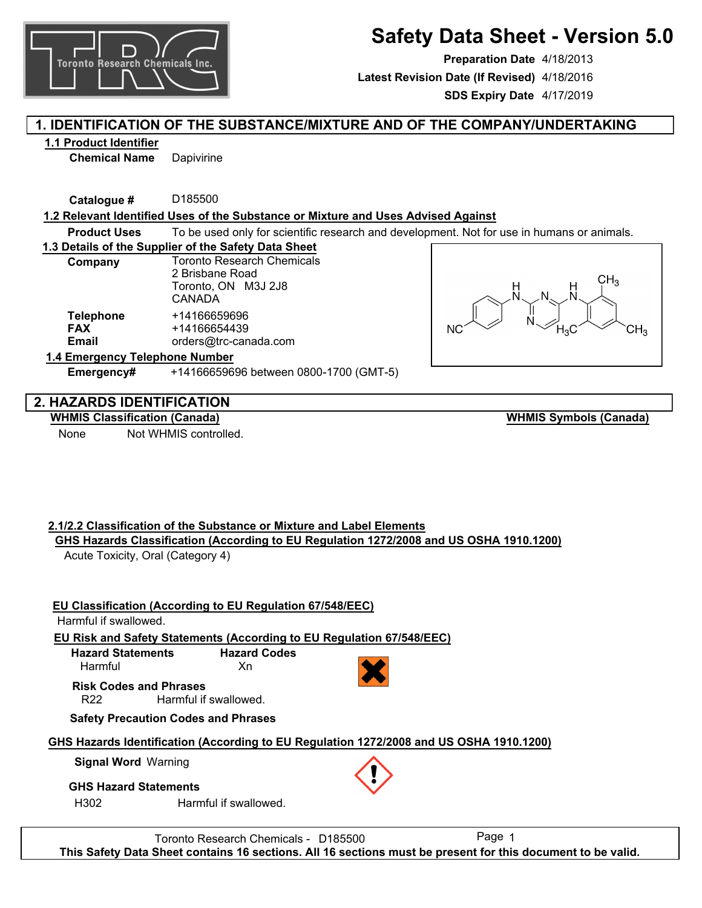# Safety Data Sheet - Version 5.0

**Preparation Date** 4/18/2013
**Latest Revision Date (If Revised)** 4/18/2016
**SDS Expiry Date** 4/17/2019

## 1. IDENTIFICATION OF THE SUBSTANCE/MIXTURE AND OF THE COMPANY/UNDERTAKING

### 1.1 Product Identifier

**Chemical Name** Dapivirine

**Catalogue #** D185500

### 1.2 Relevant Identified Uses of the Substance or Mixture and Uses Advised Against

**Product Uses** To be used only for scientific research and development. Not for use in humans or animals.

### 1.3 Details of the Supplier of the Safety Data Sheet

**Company** Toronto Research Chemicals
2 Brisbane Road
Toronto, ON M3J 2J8
CANADA

**Telephone** +14166659696
**FAX** +14166654439
**Email** orders@trc-canada.com

### 1.4 Emergency Telephone Number

**Emergency#** +14166659696 between 0800-1700 (GMT-5)

## 2. HAZARDS IDENTIFICATION

**WHMIS Classification (Canada)**

None Not WHMIS controlled.

**WHMIS Symbols (Canada)**

### 2.1/2.2 Classification of the Substance or Mixture and Label Elements

**GHS Hazards Classification (According to EU Regulation 1272/2008 and US OSHA 1910.1200)**

Acute Toxicity, Oral (Category 4)

**EU Classification (According to EU Regulation 67/548/EEC)**

Harmful if swallowed.

**EU Risk and Safety Statements (According to EU Regulation 67/548/EEC)**

| Hazard Statements | Hazard Codes |
|---|---|
| Harmful | Xn |

**Risk Codes and Phrases**

R22 Harmful if swallowed.

**Safety Precaution Codes and Phrases**

**GHS Hazards Identification (According to EU Regulation 1272/2008 and US OSHA 1910.1200)**

**Signal Word** Warning

**GHS Hazard Statements**

H302 Harmful if swallowed.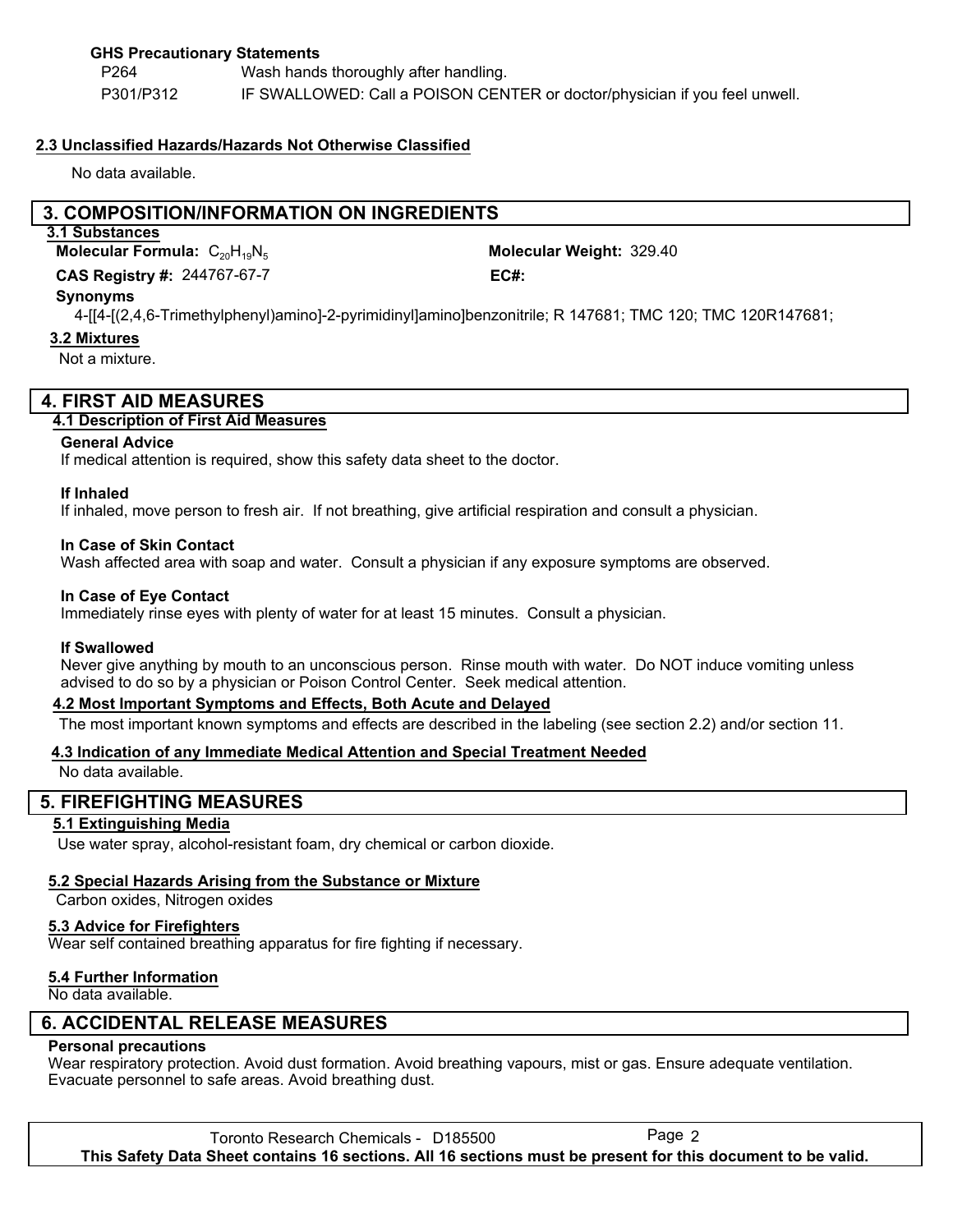**GHS Precautionary Statements**

| | |
|---|---|
| P264 | Wash hands thoroughly after handling. |
| P301/P312 | IF SWALLOWED: Call a POISON CENTER or doctor/physician if you feel unwell. |

### 2.3 Unclassified Hazards/Hazards Not Otherwise Classified

No data available.

## 3. COMPOSITION/INFORMATION ON INGREDIENTS

### 3.1 Substances

**Molecular Formula:** $C_{20}H_{19}N_5$

**Molecular Weight:** 329.40

**CAS Registry #:** 244767-67-7

**EC#:**

**Synonyms**

4-[[4-[(2,4,6-Trimethylphenyl)amino]-2-pyrimidinyl]amino]benzonitrile; R 147681; TMC 120; TMC 120R147681;

### 3.2 Mixtures

Not a mixture.

## 4. FIRST AID MEASURES

### 4.1 Description of First Aid Measures

**General Advice**

If medical attention is required, show this safety data sheet to the doctor.

**If Inhaled**

If inhaled, move person to fresh air. If not breathing, give artificial respiration and consult a physician.

**In Case of Skin Contact**

Wash affected area with soap and water. Consult a physician if any exposure symptoms are observed.

**In Case of Eye Contact**

Immediately rinse eyes with plenty of water for at least 15 minutes. Consult a physician.

**If Swallowed**

Never give anything by mouth to an unconscious person. Rinse mouth with water. Do NOT induce vomiting unless advised to do so by a physician or Poison Control Center. Seek medical attention.

### 4.2 Most Important Symptoms and Effects, Both Acute and Delayed

The most important known symptoms and effects are described in the labeling (see section 2.2) and/or section 11.

### 4.3 Indication of any Immediate Medical Attention and Special Treatment Needed

No data available.

## 5. FIREFIGHTING MEASURES

### 5.1 Extinguishing Media

Use water spray, alcohol-resistant foam, dry chemical or carbon dioxide.

### 5.2 Special Hazards Arising from the Substance or Mixture

Carbon oxides, Nitrogen oxides

### 5.3 Advice for Firefighters

Wear self contained breathing apparatus for fire fighting if necessary.

### 5.4 Further Information

No data available.

## 6. ACCIDENTAL RELEASE MEASURES

**Personal precautions**

Wear respiratory protection. Avoid dust formation. Avoid breathing vapours, mist or gas. Ensure adequate ventilation. Evacuate personnel to safe areas. Avoid breathing dust.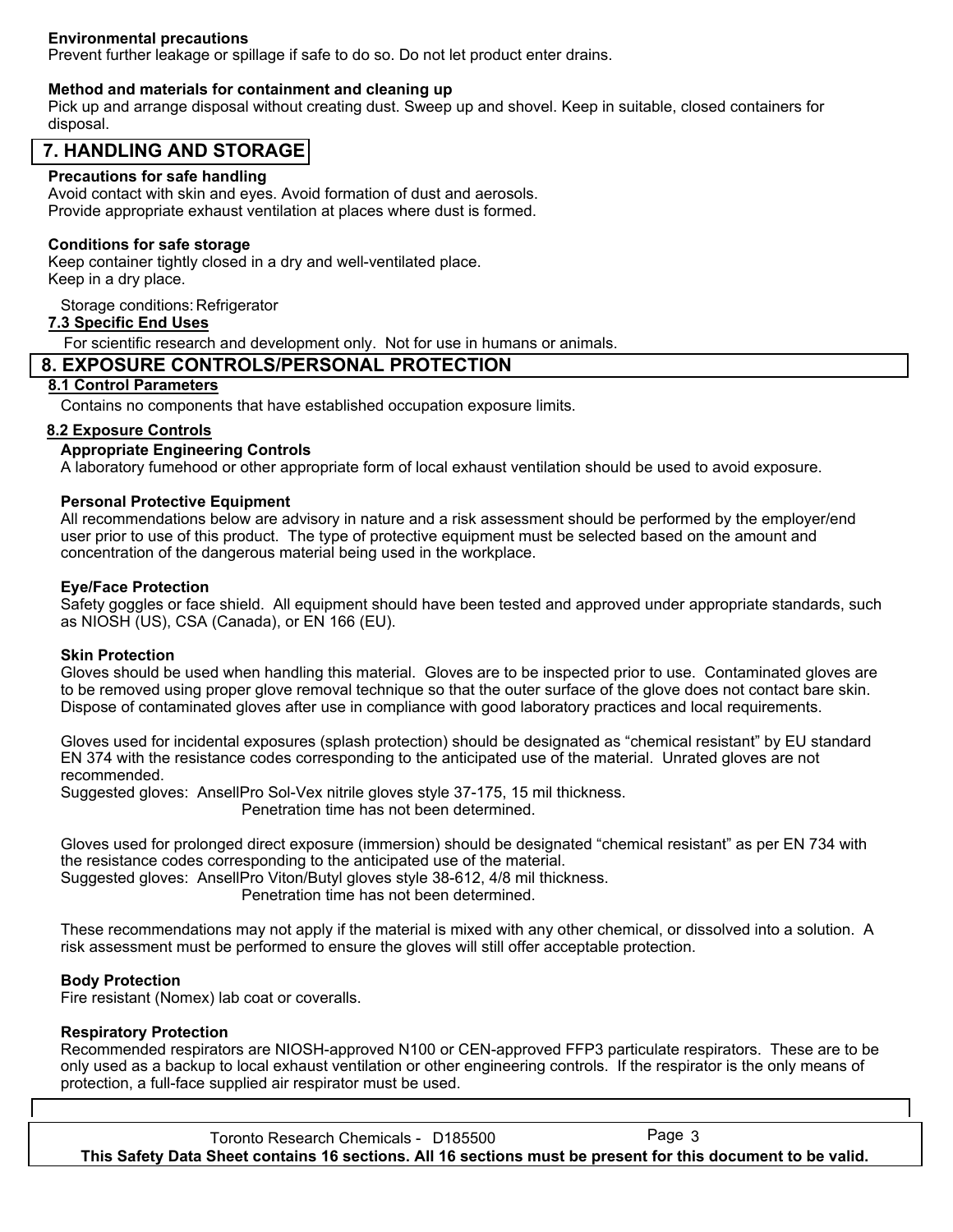**Environmental precautions**

Prevent further leakage or spillage if safe to do so. Do not let product enter drains.

**Method and materials for containment and cleaning up**

Pick up and arrange disposal without creating dust. Sweep up and shovel. Keep in suitable, closed containers for disposal.

## 7. HANDLING AND STORAGE

**Precautions for safe handling**

Avoid contact with skin and eyes. Avoid formation of dust and aerosols.
Provide appropriate exhaust ventilation at places where dust is formed.

**Conditions for safe storage**

Keep container tightly closed in a dry and well-ventilated place.
Keep in a dry place.

Storage conditions: Refrigerator

### 7.3 Specific End Uses

For scientific research and development only. Not for use in humans or animals.

## 8. EXPOSURE CONTROLS/PERSONAL PROTECTION

### 8.1 Control Parameters

Contains no components that have established occupation exposure limits.

### 8.2 Exposure Controls

**Appropriate Engineering Controls**

A laboratory fumehood or other appropriate form of local exhaust ventilation should be used to avoid exposure.

**Personal Protective Equipment**

All recommendations below are advisory in nature and a risk assessment should be performed by the employer/end user prior to use of this product. The type of protective equipment must be selected based on the amount and concentration of the dangerous material being used in the workplace.

**Eye/Face Protection**

Safety goggles or face shield. All equipment should have been tested and approved under appropriate standards, such as NIOSH (US), CSA (Canada), or EN 166 (EU).

**Skin Protection**

Gloves should be used when handling this material. Gloves are to be inspected prior to use. Contaminated gloves are to be removed using proper glove removal technique so that the outer surface of the glove does not contact bare skin. Dispose of contaminated gloves after use in compliance with good laboratory practices and local requirements.

Gloves used for incidental exposures (splash protection) should be designated as “chemical resistant” by EU standard EN 374 with the resistance codes corresponding to the anticipated use of the material. Unrated gloves are not recommended.
Suggested gloves: AnsellPro Sol-Vex nitrile gloves style 37-175, 15 mil thickness.
Penetration time has not been determined.

Gloves used for prolonged direct exposure (immersion) should be designated “chemical resistant” as per EN 734 with the resistance codes corresponding to the anticipated use of the material.
Suggested gloves: AnsellPro Viton/Butyl gloves style 38-612, 4/8 mil thickness.
Penetration time has not been determined.

These recommendations may not apply if the material is mixed with any other chemical, or dissolved into a solution. A risk assessment must be performed to ensure the gloves will still offer acceptable protection.

**Body Protection**

Fire resistant (Nomex) lab coat or coveralls.

**Respiratory Protection**

Recommended respirators are NIOSH-approved N100 or CEN-approved FFP3 particulate respirators. These are to be only used as a backup to local exhaust ventilation or other engineering controls. If the respirator is the only means of protection, a full-face supplied air respirator must be used.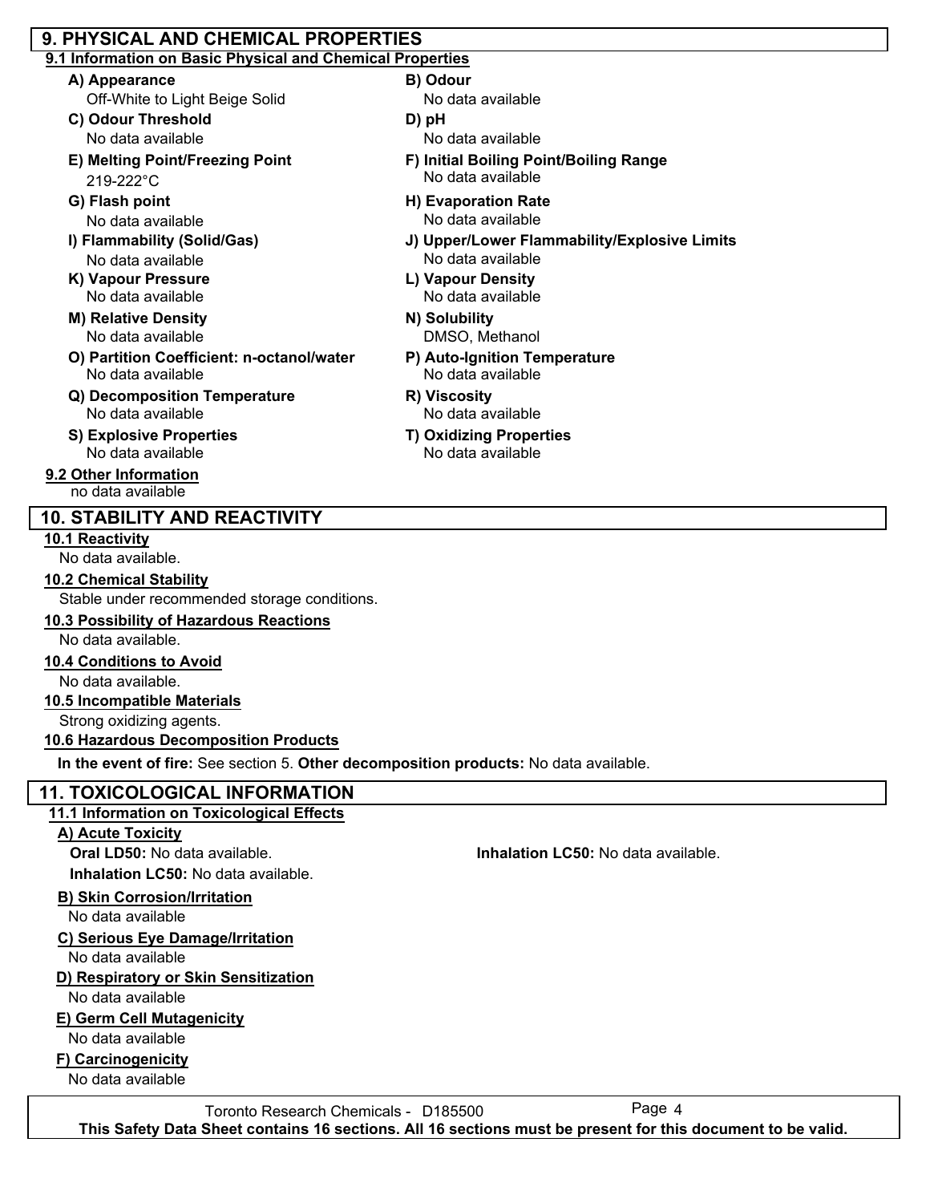## 9. PHYSICAL AND CHEMICAL PROPERTIES

### 9.1 Information on Basic Physical and Chemical Properties

**A) Appearance**
Off-White to Light Beige Solid

**B) Odour**
No data available

**C) Odour Threshold**
No data available

**D) pH**
No data available

**E) Melting Point/Freezing Point**
219-222°C

**F) Initial Boiling Point/Boiling Range**
No data available

**G) Flash point**
No data available

**H) Evaporation Rate**
No data available

**I) Flammability (Solid/Gas)**
No data available

**J) Upper/Lower Flammability/Explosive Limits**
No data available

**K) Vapour Pressure**
No data available

**L) Vapour Density**
No data available

**M) Relative Density**
No data available

**N) Solubility**
DMSO, Methanol

**O) Partition Coefficient: n-octanol/water**
No data available

**P) Auto-Ignition Temperature**
No data available

**Q) Decomposition Temperature**
No data available

**R) Viscosity**
No data available

**S) Explosive Properties**
No data available

**T) Oxidizing Properties**
No data available

### 9.2 Other Information

no data available

## 10. STABILITY AND REACTIVITY

### 10.1 Reactivity

No data available.

### 10.2 Chemical Stability

Stable under recommended storage conditions.

### 10.3 Possibility of Hazardous Reactions

No data available.

### 10.4 Conditions to Avoid

No data available.

### 10.5 Incompatible Materials

Strong oxidizing agents.

### 10.6 Hazardous Decomposition Products

**In the event of fire:** See section 5. **Other decomposition products:** No data available.

## 11. TOXICOLOGICAL INFORMATION

### 11.1 Information on Toxicological Effects

**A) Acute Toxicity**

**Oral LD50:** No data available.

**Inhalation LC50:** No data available.

**Inhalation LC50:** No data available.

**B) Skin Corrosion/Irritation**

No data available

**C) Serious Eye Damage/Irritation**

No data available

**D) Respiratory or Skin Sensitization**

No data available

**E) Germ Cell Mutagenicity**

No data available

**F) Carcinogenicity**

No data available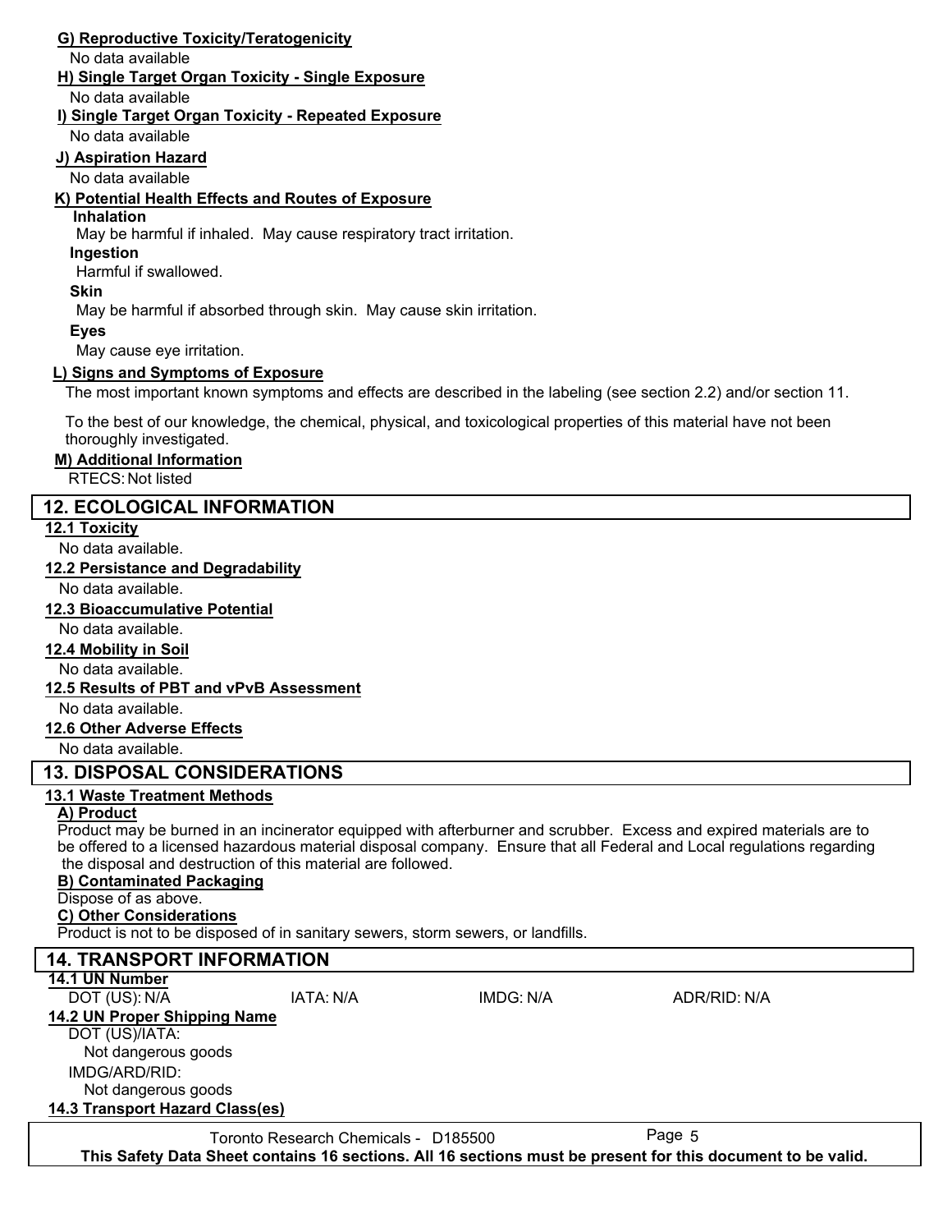#### G) Reproductive Toxicity/Teratogenicity

No data available

#### H) Single Target Organ Toxicity - Single Exposure

No data available

#### I) Single Target Organ Toxicity - Repeated Exposure

No data available

#### J) Aspiration Hazard

No data available

#### K) Potential Health Effects and Routes of Exposure

**Inhalation**

May be harmful if inhaled. May cause respiratory tract irritation.

**Ingestion**

Harmful if swallowed.

**Skin**

May be harmful if absorbed through skin. May cause skin irritation.

**Eyes**

May cause eye irritation.

#### L) Signs and Symptoms of Exposure

The most important known symptoms and effects are described in the labeling (see section 2.2) and/or section 11.

To the best of our knowledge, the chemical, physical, and toxicological properties of this material have not been thoroughly investigated.

#### M) Additional Information

RTECS: Not listed

## 12. ECOLOGICAL INFORMATION

### 12.1 Toxicity

No data available.

### 12.2 Persistance and Degradability

No data available.

### 12.3 Bioaccumulative Potential

No data available.

### 12.4 Mobility in Soil

No data available.

### 12.5 Results of PBT and vPvB Assessment

No data available.

### 12.6 Other Adverse Effects

No data available.

## 13. DISPOSAL CONSIDERATIONS

### 13.1 Waste Treatment Methods

#### A) Product

Product may be burned in an incinerator equipped with afterburner and scrubber. Excess and expired materials are to be offered to a licensed hazardous material disposal company. Ensure that all Federal and Local regulations regarding the disposal and destruction of this material are followed.

#### B) Contaminated Packaging

Dispose of as above.

#### C) Other Considerations

Product is not to be disposed of in sanitary sewers, storm sewers, or landfills.

## 14. TRANSPORT INFORMATION

### 14.1 UN Number

| DOT (US): N/A | IATA: N/A | IMDG: N/A | ADR/RID: N/A |
|---|---|---|---|

### 14.2 UN Proper Shipping Name

DOT (US)/IATA:

Not dangerous goods

IMDG/ARD/RID:

Not dangerous goods

### 14.3 Transport Hazard Class(es)

Toronto Research Chemicals - D185500

**This Safety Data Sheet contains 16 sections. All 16 sections must be present for this document to be valid.**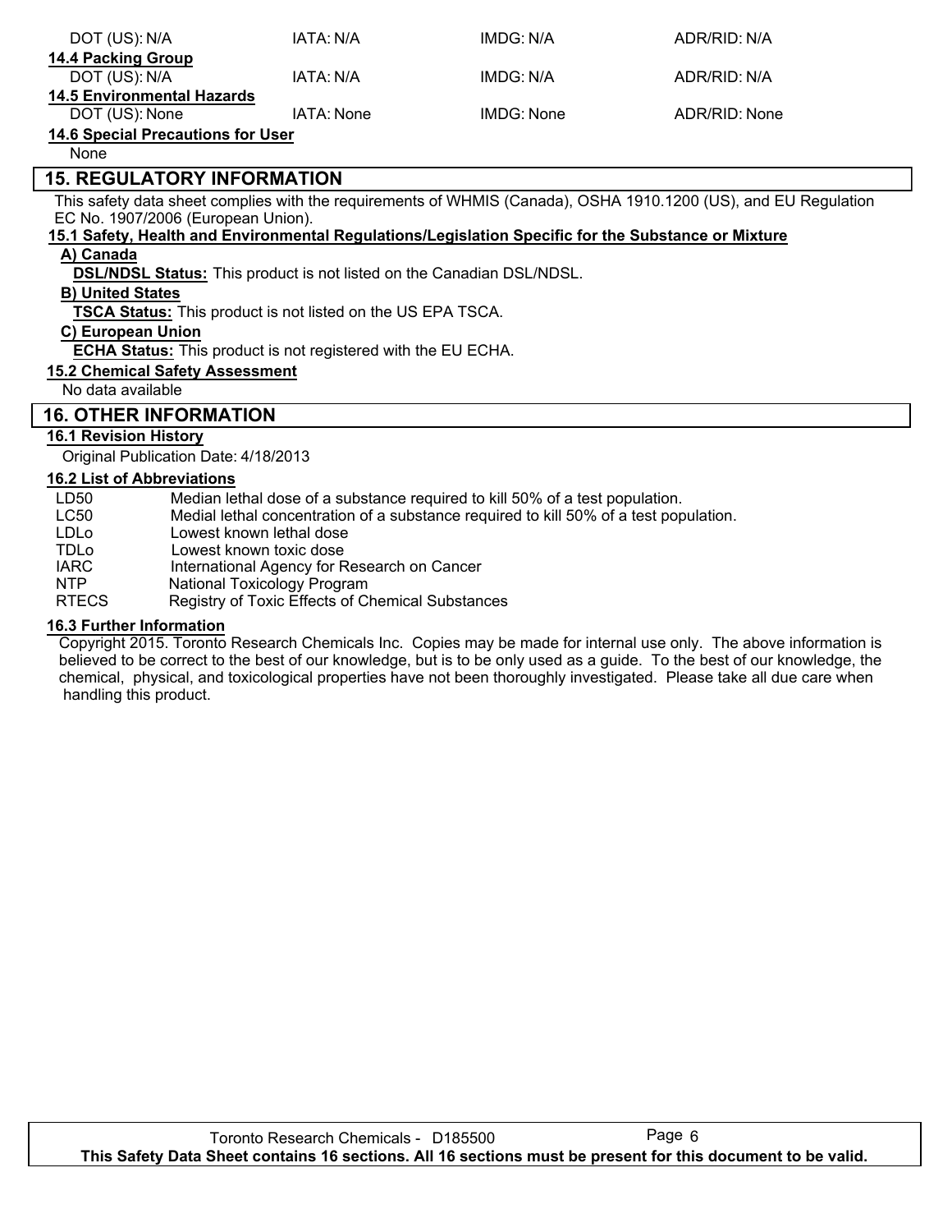| | | | |
|---|---|---|---|
| DOT (US): N/A | IATA: N/A | IMDG: N/A | ADR/RID: N/A |

**14.4 Packing Group**

| | | | |
|---|---|---|---|
| DOT (US): N/A | IATA: N/A | IMDG: N/A | ADR/RID: N/A |

**14.5 Environmental Hazards**

| | | | |
|---|---|---|---|
| DOT (US): None | IATA: None | IMDG: None | ADR/RID: None |

**14.6 Special Precautions for User**

None

## 15. REGULATORY INFORMATION

This safety data sheet complies with the requirements of WHMIS (Canada), OSHA 1910.1200 (US), and EU Regulation EC No. 1907/2006 (European Union).

**15.1 Safety, Health and Environmental Regulations/Legislation Specific for the Substance or Mixture**

**A) Canada**

**DSL/NDSL Status:** This product is not listed on the Canadian DSL/NDSL.

**B) United States**

**TSCA Status:** This product is not listed on the US EPA TSCA.

**C) European Union**

**ECHA Status:** This product is not registered with the EU ECHA.

**15.2 Chemical Safety Assessment**

No data available

## 16. OTHER INFORMATION

**16.1 Revision History**

Original Publication Date: 4/18/2013

**16.2 List of Abbreviations**

| | |
|---|---|
| LD50 | Median lethal dose of a substance required to kill 50% of a test population. |
| LC50 | Medial lethal concentration of a substance required to kill 50% of a test population. |
| LDLo | Lowest known lethal dose |
| TDLo | Lowest known toxic dose |
| IARC | International Agency for Research on Cancer |
| NTP | National Toxicology Program |
| RTECS | Registry of Toxic Effects of Chemical Substances |

**16.3 Further Information**

Copyright 2015. Toronto Research Chemicals Inc. Copies may be made for internal use only. The above information is believed to be correct to the best of our knowledge, but is to be only used as a guide. To the best of our knowledge, the chemical, physical, and toxicological properties have not been thoroughly investigated. Please take all due care when handling this product.

This Safety Data Sheet contains 16 sections. All 16 sections must be present for this document to be valid.